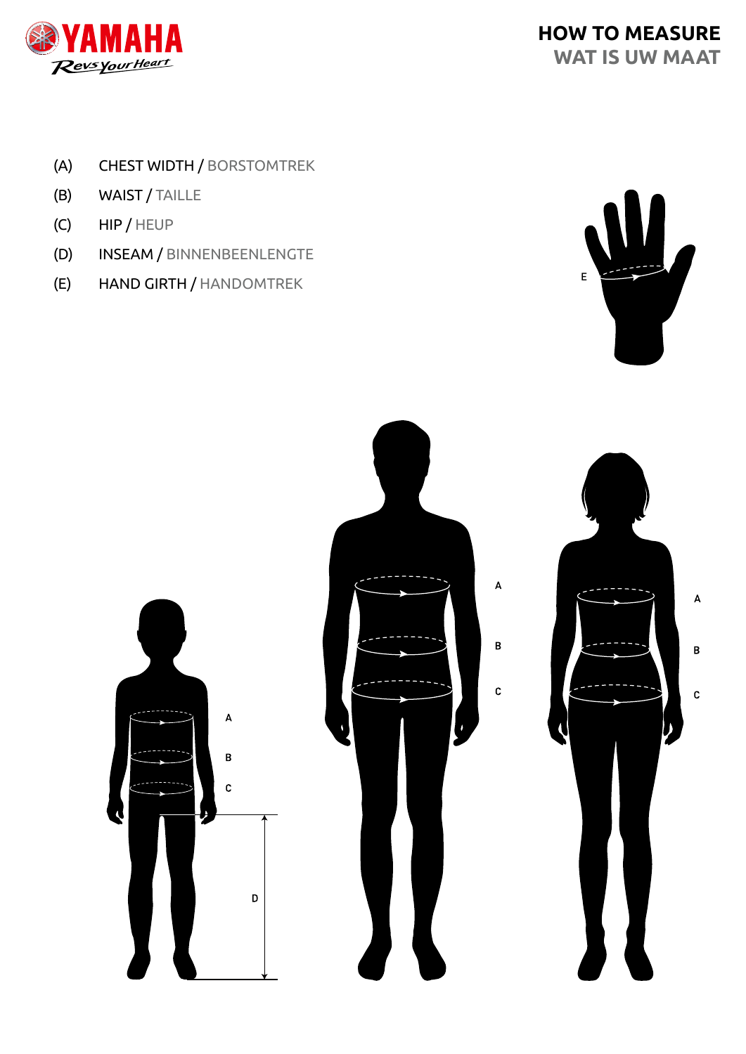# HOW TO MEASURE
## WAT IS UW MAAT

(A) CHEST WIDTH / BORSTOMTREK

(B) WAIST / TAILLE

(C) HIP / HEUP

(D) INSEAM / BINNENBEENLENGTE

(E) HAND GIRTH / HANDOMTREK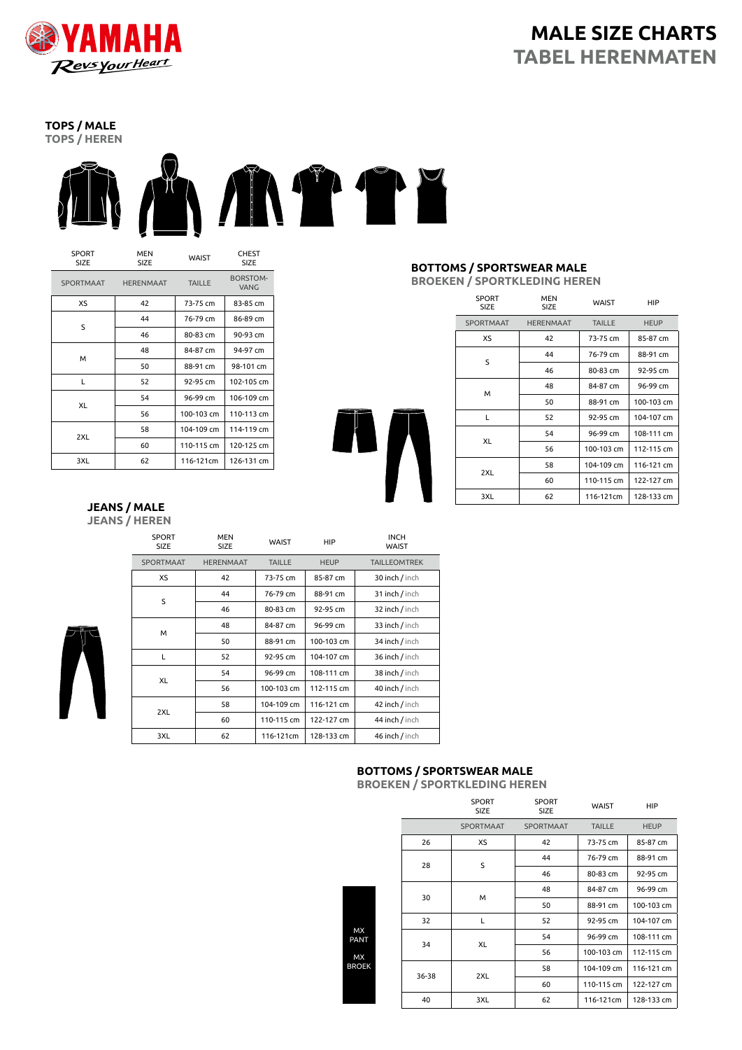# MALE SIZE CHARTS
# TABEL HERENMATEN

## TOPS / MALE
### TOPS / HEREN

| SPORT SIZE | MEN SIZE | WAIST | CHEST SIZE |
|---|---|---|---|
| SPORTMAAT | HERENMAAT | TAILLE | BORSTOM-VANG |
| XS | 42 | 73-75 cm | 83-85 cm |
| S | 44 | 76-79 cm | 86-89 cm |
| | 46 | 80-83 cm | 90-93 cm |
| M | 48 | 84-87 cm | 94-97 cm |
| | 50 | 88-91 cm | 98-101 cm |
| L | 52 | 92-95 cm | 102-105 cm |
| XL | 54 | 96-99 cm | 106-109 cm |
| | 56 | 100-103 cm | 110-113 cm |
| 2XL | 58 | 104-109 cm | 114-119 cm |
| | 60 | 110-115 cm | 120-125 cm |
| 3XL | 62 | 116-121cm | 126-131 cm |

## BOTTOMS / SPORTSWEAR MALE
### BROEKEN / SPORTKLEDING HEREN

| SPORT SIZE | MEN SIZE | WAIST | HIP |
|---|---|---|---|
| SPORTMAAT | HERENMAAT | TAILLE | HEUP |
| XS | 42 | 73-75 cm | 85-87 cm |
| S | 44 | 76-79 cm | 88-91 cm |
| | 46 | 80-83 cm | 92-95 cm |
| M | 48 | 84-87 cm | 96-99 cm |
| | 50 | 88-91 cm | 100-103 cm |
| L | 52 | 92-95 cm | 104-107 cm |
| XL | 54 | 96-99 cm | 108-111 cm |
| | 56 | 100-103 cm | 112-115 cm |
| 2XL | 58 | 104-109 cm | 116-121 cm |
| | 60 | 110-115 cm | 122-127 cm |
| 3XL | 62 | 116-121cm | 128-133 cm |

## JEANS / MALE
### JEANS / HEREN

| SPORT SIZE | MEN SIZE | WAIST | HIP | INCH WAIST |
|---|---|---|---|---|
| SPORTMAAT | HERENMAAT | TAILLE | HEUP | TAILLEOMTREK |
| XS | 42 | 73-75 cm | 85-87 cm | 30 inch / inch |
| S | 44 | 76-79 cm | 88-91 cm | 31 inch / inch |
| | 46 | 80-83 cm | 92-95 cm | 32 inch / inch |
| M | 48 | 84-87 cm | 96-99 cm | 33 inch / inch |
| | 50 | 88-91 cm | 100-103 cm | 34 inch / inch |
| L | 52 | 92-95 cm | 104-107 cm | 36 inch / inch |
| XL | 54 | 96-99 cm | 108-111 cm | 38 inch / inch |
| | 56 | 100-103 cm | 112-115 cm | 40 inch / inch |
| 2XL | 58 | 104-109 cm | 116-121 cm | 42 inch / inch |
| | 60 | 110-115 cm | 122-127 cm | 44 inch / inch |
| 3XL | 62 | 116-121cm | 128-133 cm | 46 inch / inch |

## BOTTOMS / SPORTSWEAR MALE
### BROEKEN / SPORTKLEDING HEREN

MX PANT

MX BROEK

| | SPORT SIZE | SPORT SIZE | WAIST | HIP |
|---|---|---|---|---|
| | SPORTMAAT | SPORTMAAT | TAILLE | HEUP |
| 26 | XS | 42 | 73-75 cm | 85-87 cm |
| 28 | S | 44 | 76-79 cm | 88-91 cm |
| | | 46 | 80-83 cm | 92-95 cm |
| 30 | M | 48 | 84-87 cm | 96-99 cm |
| | | 50 | 88-91 cm | 100-103 cm |
| 32 | L | 52 | 92-95 cm | 104-107 cm |
| 34 | XL | 54 | 96-99 cm | 108-111 cm |
| | | 56 | 100-103 cm | 112-115 cm |
| 36-38 | 2XL | 58 | 104-109 cm | 116-121 cm |
| | | 60 | 110-115 cm | 122-127 cm |
| 40 | 3XL | 62 | 116-121cm | 128-133 cm |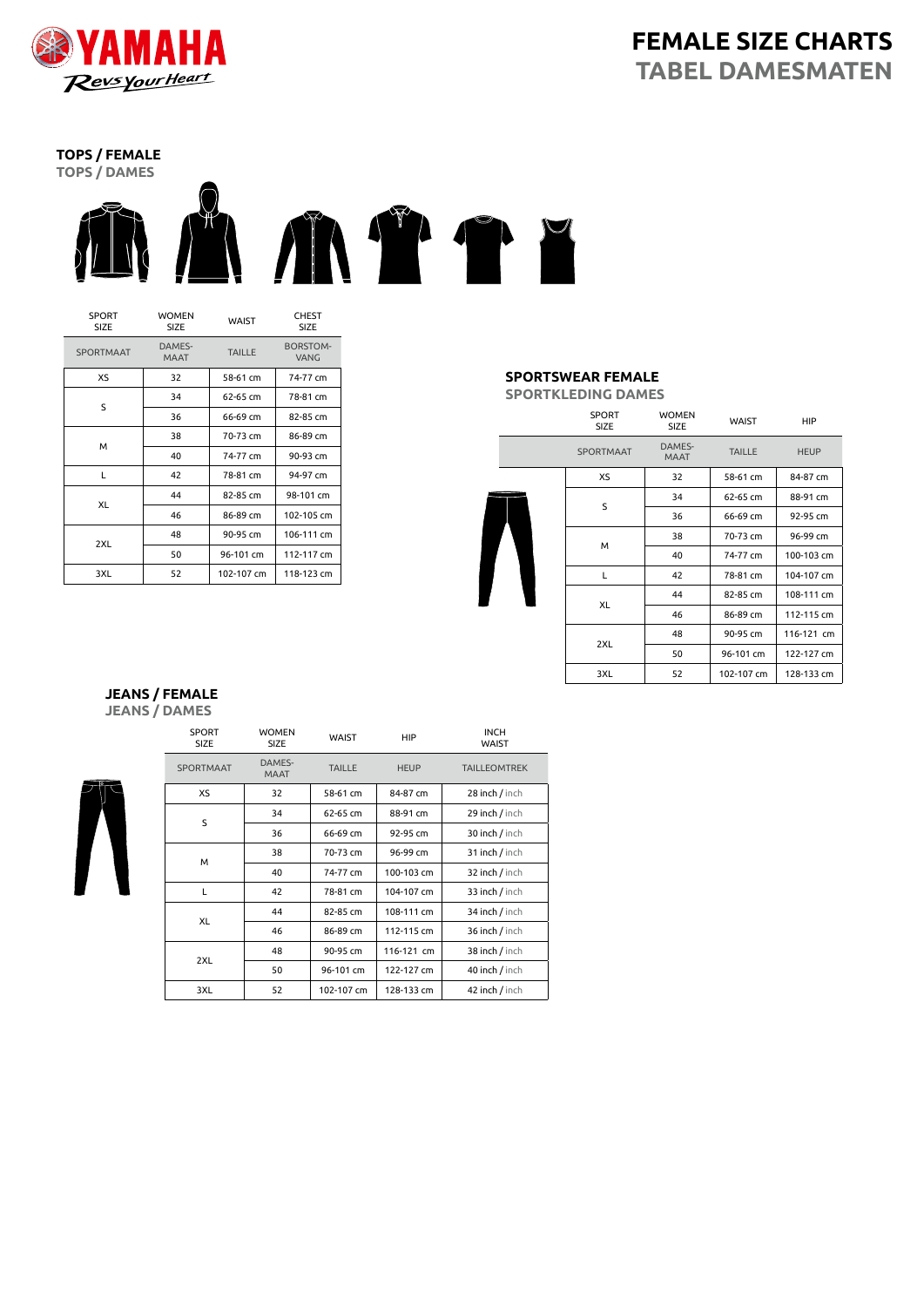# FEMALE SIZE CHARTS
## TABEL DAMESMATEN

### TOPS / FEMALE
TOPS / DAMES

| SPORT SIZE | WOMEN SIZE | WAIST | CHEST SIZE |
|---|---|---|---|
| SPORTMAAT | DAMES-MAAT | TAILLE | BORSTOM-VANG |
| XS | 32 | 58-61 cm | 74-77 cm |
| S | 34 | 62-65 cm | 78-81 cm |
| | 36 | 66-69 cm | 82-85 cm |
| M | 38 | 70-73 cm | 86-89 cm |
| | 40 | 74-77 cm | 90-93 cm |
| L | 42 | 78-81 cm | 94-97 cm |
| XL | 44 | 82-85 cm | 98-101 cm |
| | 46 | 86-89 cm | 102-105 cm |
| 2XL | 48 | 90-95 cm | 106-111 cm |
| | 50 | 96-101 cm | 112-117 cm |
| 3XL | 52 | 102-107 cm | 118-123 cm |

### SPORTSWEAR FEMALE
SPORTKLEDING DAMES

| SPORT SIZE | WOMEN SIZE | WAIST | HIP |
|---|---|---|---|
| SPORTMAAT | DAMES-MAAT | TAILLE | HEUP |
| XS | 32 | 58-61 cm | 84-87 cm |
| S | 34 | 62-65 cm | 88-91 cm |
| | 36 | 66-69 cm | 92-95 cm |
| M | 38 | 70-73 cm | 96-99 cm |
| | 40 | 74-77 cm | 100-103 cm |
| L | 42 | 78-81 cm | 104-107 cm |
| XL | 44 | 82-85 cm | 108-111 cm |
| | 46 | 86-89 cm | 112-115 cm |
| 2XL | 48 | 90-95 cm | 116-121 cm |
| | 50 | 96-101 cm | 122-127 cm |
| 3XL | 52 | 102-107 cm | 128-133 cm |

### JEANS / FEMALE
JEANS / DAMES

| SPORT SIZE | WOMEN SIZE | WAIST | HIP | INCH WAIST |
|---|---|---|---|---|
| SPORTMAAT | DAMES-MAAT | TAILLE | HEUP | TAILLEOMTREK |
| XS | 32 | 58-61 cm | 84-87 cm | 28 inch / inch |
| S | 34 | 62-65 cm | 88-91 cm | 29 inch / inch |
| | 36 | 66-69 cm | 92-95 cm | 30 inch / inch |
| M | 38 | 70-73 cm | 96-99 cm | 31 inch / inch |
| | 40 | 74-77 cm | 100-103 cm | 32 inch / inch |
| L | 42 | 78-81 cm | 104-107 cm | 33 inch / inch |
| XL | 44 | 82-85 cm | 108-111 cm | 34 inch / inch |
| | 46 | 86-89 cm | 112-115 cm | 36 inch / inch |
| 2XL | 48 | 90-95 cm | 116-121 cm | 38 inch / inch |
| | 50 | 96-101 cm | 122-127 cm | 40 inch / inch |
| 3XL | 52 | 102-107 cm | 128-133 cm | 42 inch / inch |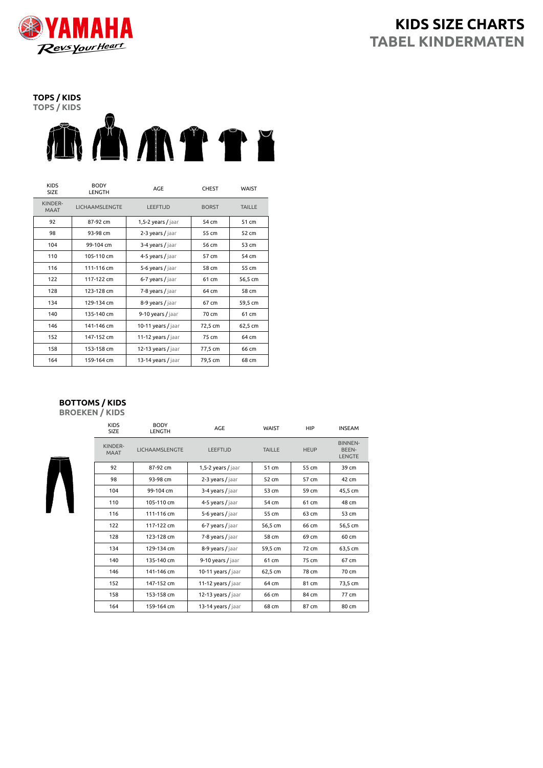# KIDS SIZE CHARTS
## TABEL KINDERMATEN

### TOPS / KIDS
**TOPS / KIDS**

| KIDS SIZE | BODY LENGTH | AGE | CHEST | WAIST |
|---|---|---|---|---|
| KINDER-MAAT | LICHAAMSLENGTE | LEEFTIJD | BORST | TAILLE |
| 92 | 87-92 cm | 1,5-2 years / jaar | 54 cm | 51 cm |
| 98 | 93-98 cm | 2-3 years / jaar | 55 cm | 52 cm |
| 104 | 99-104 cm | 3-4 years / jaar | 56 cm | 53 cm |
| 110 | 105-110 cm | 4-5 years / jaar | 57 cm | 54 cm |
| 116 | 111-116 cm | 5-6 years / jaar | 58 cm | 55 cm |
| 122 | 117-122 cm | 6-7 years / jaar | 61 cm | 56,5 cm |
| 128 | 123-128 cm | 7-8 years / jaar | 64 cm | 58 cm |
| 134 | 129-134 cm | 8-9 years / jaar | 67 cm | 59,5 cm |
| 140 | 135-140 cm | 9-10 years / jaar | 70 cm | 61 cm |
| 146 | 141-146 cm | 10-11 years / jaar | 72,5 cm | 62,5 cm |
| 152 | 147-152 cm | 11-12 years / jaar | 75 cm | 64 cm |
| 158 | 153-158 cm | 12-13 years / jaar | 77,5 cm | 66 cm |
| 164 | 159-164 cm | 13-14 years / jaar | 79,5 cm | 68 cm |

### BOTTOMS / KIDS
**BROEKEN / KIDS**

| KIDS SIZE | BODY LENGTH | AGE | WAIST | HIP | INSEAM |
|---|---|---|---|---|---|
| KINDER-MAAT | LICHAAMSLENGTE | LEEFTIJD | TAILLE | HEUP | BINNEN-BEEN-LENGTE |
| 92 | 87-92 cm | 1,5-2 years / jaar | 51 cm | 55 cm | 39 cm |
| 98 | 93-98 cm | 2-3 years / jaar | 52 cm | 57 cm | 42 cm |
| 104 | 99-104 cm | 3-4 years / jaar | 53 cm | 59 cm | 45,5 cm |
| 110 | 105-110 cm | 4-5 years / jaar | 54 cm | 61 cm | 48 cm |
| 116 | 111-116 cm | 5-6 years / jaar | 55 cm | 63 cm | 53 cm |
| 122 | 117-122 cm | 6-7 years / jaar | 56,5 cm | 66 cm | 56,5 cm |
| 128 | 123-128 cm | 7-8 years / jaar | 58 cm | 69 cm | 60 cm |
| 134 | 129-134 cm | 8-9 years / jaar | 59,5 cm | 72 cm | 63,5 cm |
| 140 | 135-140 cm | 9-10 years / jaar | 61 cm | 75 cm | 67 cm |
| 146 | 141-146 cm | 10-11 years / jaar | 62,5 cm | 78 cm | 70 cm |
| 152 | 147-152 cm | 11-12 years / jaar | 64 cm | 81 cm | 73,5 cm |
| 158 | 153-158 cm | 12-13 years / jaar | 66 cm | 84 cm | 77 cm |
| 164 | 159-164 cm | 13-14 years / jaar | 68 cm | 87 cm | 80 cm |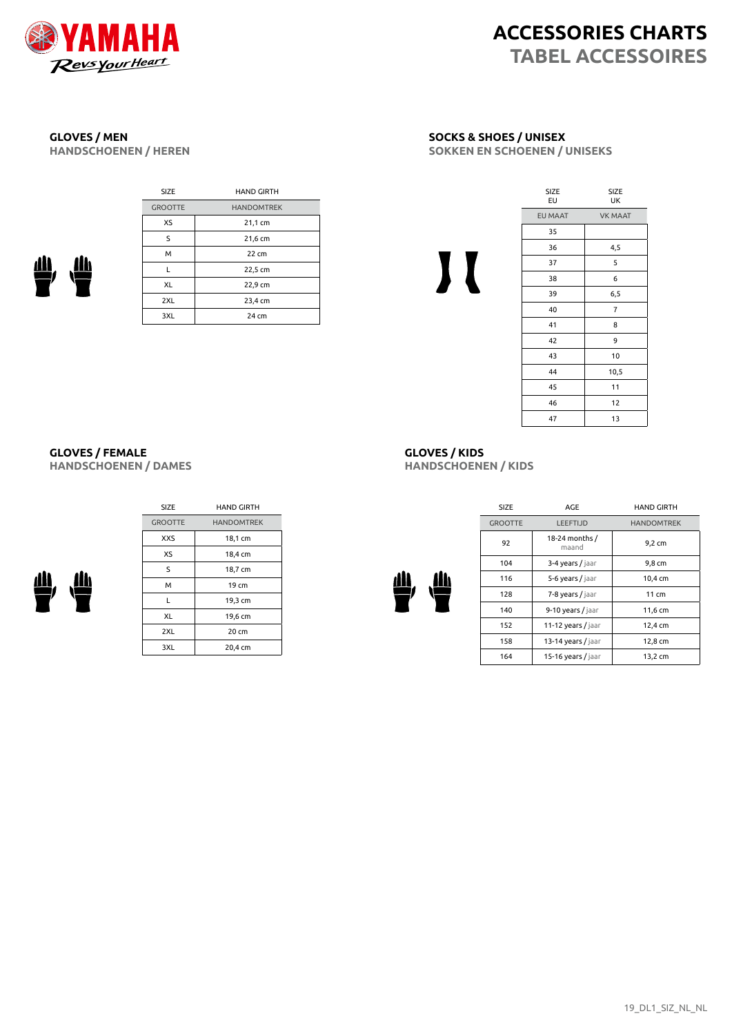# ACCESSORIES CHARTS
# TABEL ACCESSOIRES

## GLOVES / MEN
### HANDSCHOENEN / HEREN

| SIZE | HAND GIRTH |
|---|---|
| GROOTTE | HANDOMTREK |
| XS | 21,1 cm |
| S | 21,6 cm |
| M | 22 cm |
| L | 22,5 cm |
| XL | 22,9 cm |
| 2XL | 23,4 cm |
| 3XL | 24 cm |

## SOCKS & SHOES / UNISEX
### SOKKEN EN SCHOENEN / UNISEKS

| SIZE EU | SIZE UK |
|---|---|
| EU MAAT | VK MAAT |
| 35 | |
| 36 | 4,5 |
| 37 | 5 |
| 38 | 6 |
| 39 | 6,5 |
| 40 | 7 |
| 41 | 8 |
| 42 | 9 |
| 43 | 10 |
| 44 | 10,5 |
| 45 | 11 |
| 46 | 12 |
| 47 | 13 |

## GLOVES / FEMALE
### HANDSCHOENEN / DAMES

| SIZE | HAND GIRTH |
|---|---|
| GROOTTE | HANDOMTREK |
| XXS | 18,1 cm |
| XS | 18,4 cm |
| S | 18,7 cm |
| M | 19 cm |
| L | 19,3 cm |
| XL | 19,6 cm |
| 2XL | 20 cm |
| 3XL | 20,4 cm |

## GLOVES / KIDS
### HANDSCHOENEN / KIDS

| SIZE | AGE | HAND GIRTH |
|---|---|---|
| GROOTTE | LEEFTIJD | HANDOMTREK |
| 92 | 18-24 months / maand | 9,2 cm |
| 104 | 3-4 years / jaar | 9,8 cm |
| 116 | 5-6 years / jaar | 10,4 cm |
| 128 | 7-8 years / jaar | 11 cm |
| 140 | 9-10 years / jaar | 11,6 cm |
| 152 | 11-12 years / jaar | 12,4 cm |
| 158 | 13-14 years / jaar | 12,8 cm |
| 164 | 15-16 years / jaar | 13,2 cm |

19_DL1_SIZ_NL_NL